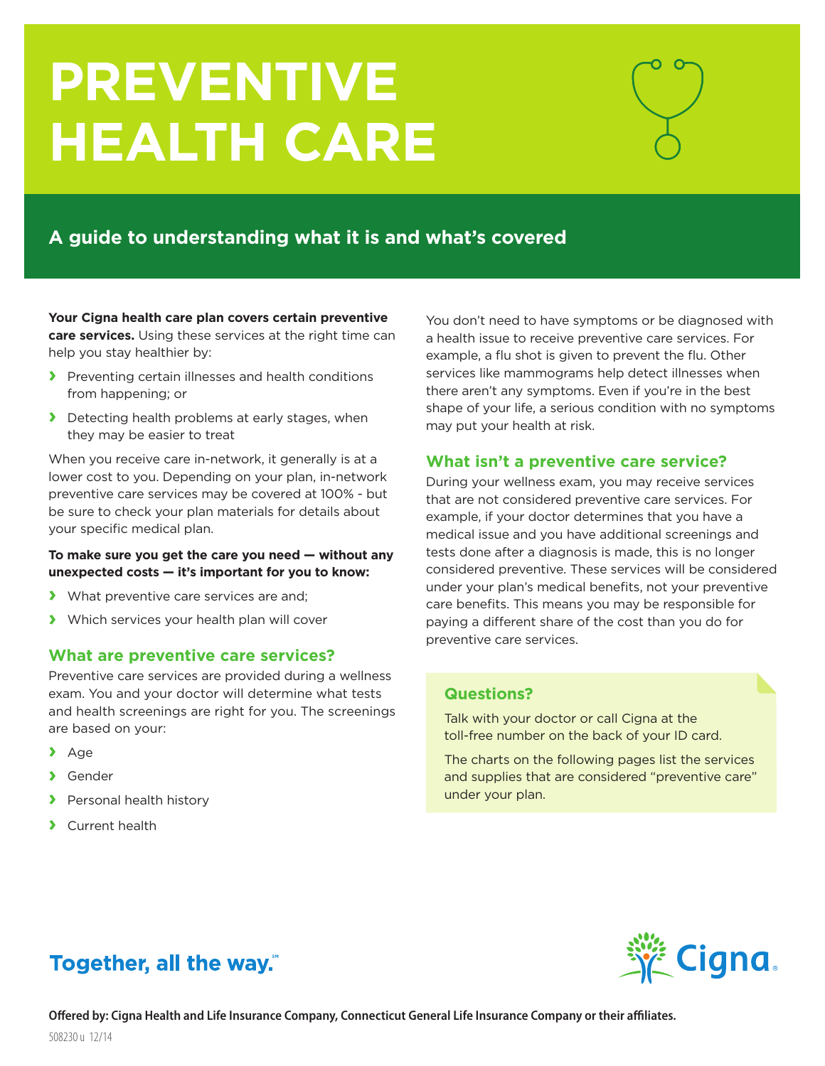# PREVENTIVE HEALTH CARE

## A guide to understanding what it is and what's covered

**Your Cigna health care plan covers certain preventive care services.** Using these services at the right time can help you stay healthier by:

- Preventing certain illnesses and health conditions from happening; or
- Detecting health problems at early stages, when they may be easier to treat

When you receive care in-network, it generally is at a lower cost to you. Depending on your plan, in-network preventive care services may be covered at 100% - but be sure to check your plan materials for details about your specific medical plan.

**To make sure you get the care you need — without any unexpected costs — it's important for you to know:**

- What preventive care services are and;
- Which services your health plan will cover

### What are preventive care services?

Preventive care services are provided during a wellness exam. You and your doctor will determine what tests and health screenings are right for you. The screenings are based on your:

- Age
- Gender
- Personal health history
- Current health

You don't need to have symptoms or be diagnosed with a health issue to receive preventive care services. For example, a flu shot is given to prevent the flu. Other services like mammograms help detect illnesses when there aren't any symptoms. Even if you're in the best shape of your life, a serious condition with no symptoms may put your health at risk.

### What isn't a preventive care service?

During your wellness exam, you may receive services that are not considered preventive care services. For example, if your doctor determines that you have a medical issue and you have additional screenings and tests done after a diagnosis is made, this is no longer considered preventive. These services will be considered under your plan's medical benefits, not your preventive care benefits. This means you may be responsible for paying a different share of the cost than you do for preventive care services.

### Questions?

Talk with your doctor or call Cigna at the toll-free number on the back of your ID card.

The charts on the following pages list the services and supplies that are considered "preventive care" under your plan.

Together, all the way.℠

Cigna.

**Offered by: Cigna Health and Life Insurance Company, Connecticut General Life Insurance Company or their affiliates.**

508230 u 12/14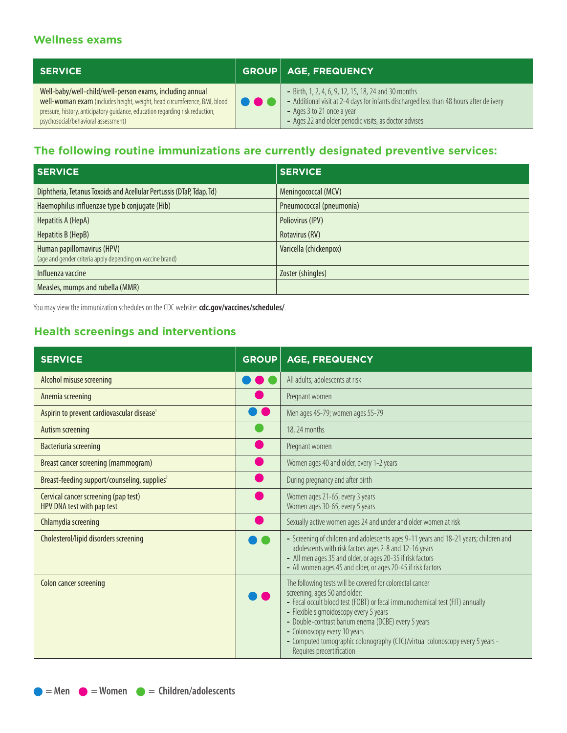### Wellness exams

| SERVICE | GROUP | AGE, FREQUENCY |
|---|---|---|
| Well-baby/well-child/well-person exams, including annual **well-woman exam** (includes height, weight, head circumference, BMI, blood pressure, history, anticipatory guidance, education regarding risk reduction, psychosocial/behavioral assessment) | ● ● ● (Men, Women, Children/adolescents) | - Birth, 1, 2, 4, 6, 9, 12, 15, 18, 24 and 30 months<br>- Additional visit at 2-4 days for infants discharged less than 48 hours after delivery<br>- Ages 3 to 21 once a year<br>- Ages 22 and older periodic visits, as doctor advises |

### The following routine immunizations are currently designated preventive services:

| SERVICE | SERVICE |
|---|---|
| Diphtheria, Tetanus Toxoids and Acellular Pertussis (DTaP, Tdap, Td) | Meningococcal (MCV) |
| Haemophilus influenzae type b conjugate (Hib) | Pneumococcal (pneumonia) |
| Hepatitis A (HepA) | Poliovirus (IPV) |
| Hepatitis B (HepB) | Rotavirus (RV) |
| Human papillomavirus (HPV)<br>(age and gender criteria apply depending on vaccine brand) | Varicella (chickenpox) |
| Influenza vaccine | Zoster (shingles) |
| Measles, mumps and rubella (MMR) | |

You may view the immunization schedules on the CDC website: **cdc.gov/vaccines/schedules/**.

### Health screenings and interventions

| SERVICE | GROUP | AGE, FREQUENCY |
|---|---|---|
| Alcohol misuse screening | ● ● ● (Men, Women, Children/adolescents) | All adults; adolescents at risk |
| Anemia screening | ● (Women) | Pregnant women |
| Aspirin to prevent cardiovascular disease[1] | ● ● (Men, Women) | Men ages 45-79; women ages 55-79 |
| Autism screening | ● (Children/adolescents) | 18, 24 months |
| Bacteriuria screening | ● (Women) | Pregnant women |
| Breast cancer screening (mammogram) | ● (Women) | Women ages 40 and older, every 1-2 years |
| Breast-feeding support/counseling, supplies[2] | ● (Women) | During pregnancy and after birth |
| Cervical cancer screening (pap test)<br>HPV DNA test with pap test | ● (Women) | Women ages 21-65, every 3 years<br>Women ages 30-65, every 5 years |
| Chlamydia screening | ● (Women) | Sexually active women ages 24 and under and older women at risk |
| Cholesterol/lipid disorders screening | ● ● (Men, Children/adolescents) | - Screening of children and adolescents ages 9-11 years and 18-21 years; children and adolescents with risk factors ages 2-8 and 12-16 years<br>- All men ages 35 and older, or ages 20-35 if risk factors<br>- All women ages 45 and older, or ages 20-45 if risk factors |
| Colon cancer screening | ● ● (Men, Women) | The following tests will be covered for colorectal cancer screening, ages 50 and older:<br>- Fecal occult blood test (FOBT) or fecal immunochemical test (FIT) annually<br>- Flexible sigmoidoscopy every 5 years<br>- Double-contrast barium enema (DCBE) every 5 years<br>- Colonoscopy every 10 years<br>- Computed tomographic colonography (CTC)/virtual colonoscopy every 5 years - Requires precertification |

● = Men ● = Women ● = Children/adolescents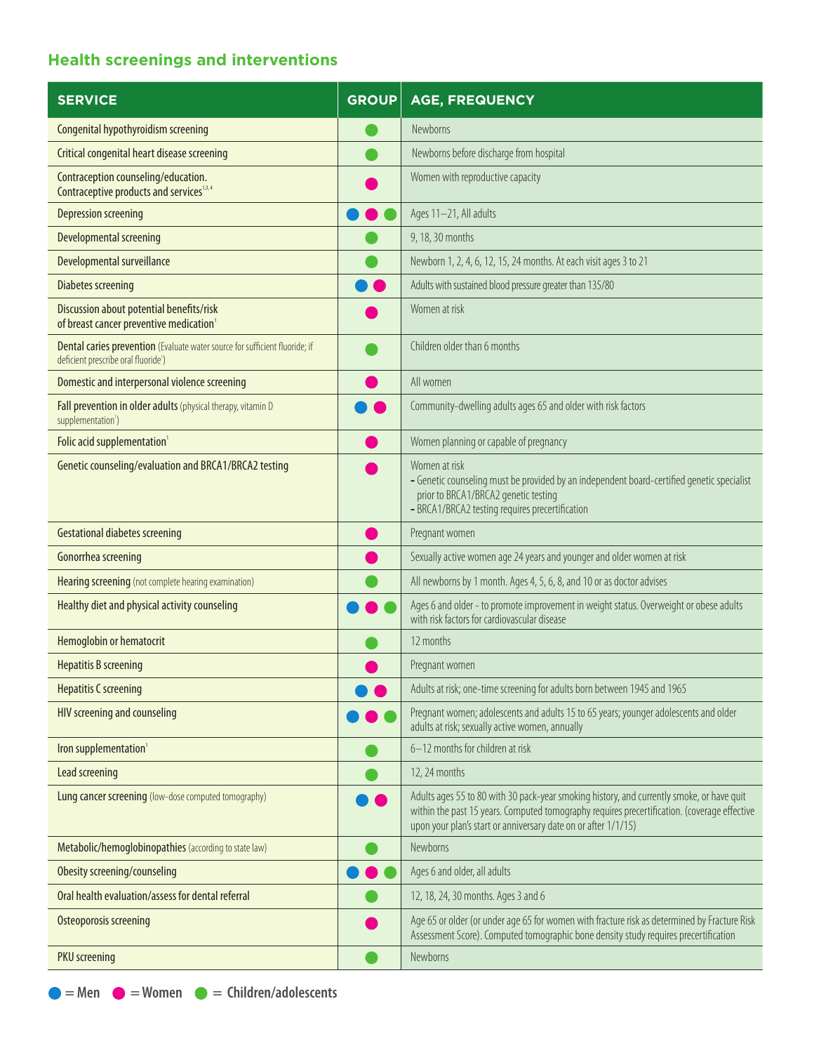## Health screenings and interventions

| SERVICE | GROUP | AGE, FREQUENCY |
|---|---|---|
| Congenital hypothyroidism screening | Children/adolescents | Newborns |
| Critical congenital heart disease screening | Children/adolescents | Newborns before discharge from hospital |
| Contraception counseling/education. Contraceptive products and services[1,3,4] | Women | Women with reproductive capacity |
| Depression screening | Men, Women, Children/adolescents | Ages 11–21, All adults |
| Developmental screening | Children/adolescents | 9, 18, 30 months |
| Developmental surveillance | Children/adolescents | Newborn 1, 2, 4, 6, 12, 15, 24 months. At each visit ages 3 to 21 |
| Diabetes screening | Men, Women | Adults with sustained blood pressure greater than 135/80 |
| Discussion about potential benefits/risk of breast cancer preventive medication[1] | Women | Women at risk |
| Dental caries prevention (Evaluate water source for sufficient fluoride; if deficient prescribe oral fluoride[1]) | Children/adolescents | Children older than 6 months |
| Domestic and interpersonal violence screening | Women | All women |
| Fall prevention in older adults (physical therapy, vitamin D supplementation[1]) | Men, Women | Community-dwelling adults ages 65 and older with risk factors |
| Folic acid supplementation[1] | Women | Women planning or capable of pregnancy |
| Genetic counseling/evaluation and BRCA1/BRCA2 testing | Women | Women at risk<br>- Genetic counseling must be provided by an independent board-certified genetic specialist prior to BRCA1/BRCA2 genetic testing<br>- BRCA1/BRCA2 testing requires precertification |
| Gestational diabetes screening | Women | Pregnant women |
| Gonorrhea screening | Women | Sexually active women age 24 years and younger and older women at risk |
| Hearing screening (not complete hearing examination) | Children/adolescents | All newborns by 1 month. Ages 4, 5, 6, 8, and 10 or as doctor advises |
| Healthy diet and physical activity counseling | Men, Women, Children/adolescents | Ages 6 and older - to promote improvement in weight status. Overweight or obese adults with risk factors for cardiovascular disease |
| Hemoglobin or hematocrit | Children/adolescents | 12 months |
| Hepatitis B screening | Women | Pregnant women |
| Hepatitis C screening | Men, Women | Adults at risk; one-time screening for adults born between 1945 and 1965 |
| HIV screening and counseling | Men, Women, Children/adolescents | Pregnant women; adolescents and adults 15 to 65 years; younger adolescents and older adults at risk; sexually active women, annually |
| Iron supplementation[1] | Children/adolescents | 6–12 months for children at risk |
| Lead screening | Children/adolescents | 12, 24 months |
| Lung cancer screening (low-dose computed tomography) | Men, Women | Adults ages 55 to 80 with 30 pack-year smoking history, and currently smoke, or have quit within the past 15 years. Computed tomography requires precertification. (coverage effective upon your plan's start or anniversary date on or after 1/1/15) |
| Metabolic/hemoglobinopathies (according to state law) | Children/adolescents | Newborns |
| Obesity screening/counseling | Men, Women, Children/adolescents | Ages 6 and older, all adults |
| Oral health evaluation/assess for dental referral | Children/adolescents | 12, 18, 24, 30 months. Ages 3 and 6 |
| Osteoporosis screening | Women | Age 65 or older (or under age 65 for women with fracture risk as determined by Fracture Risk Assessment Score). Computed tomographic bone density study requires precertification |
| PKU screening | Children/adolescents | Newborns |

● = Men ● = Women ● = Children/adolescents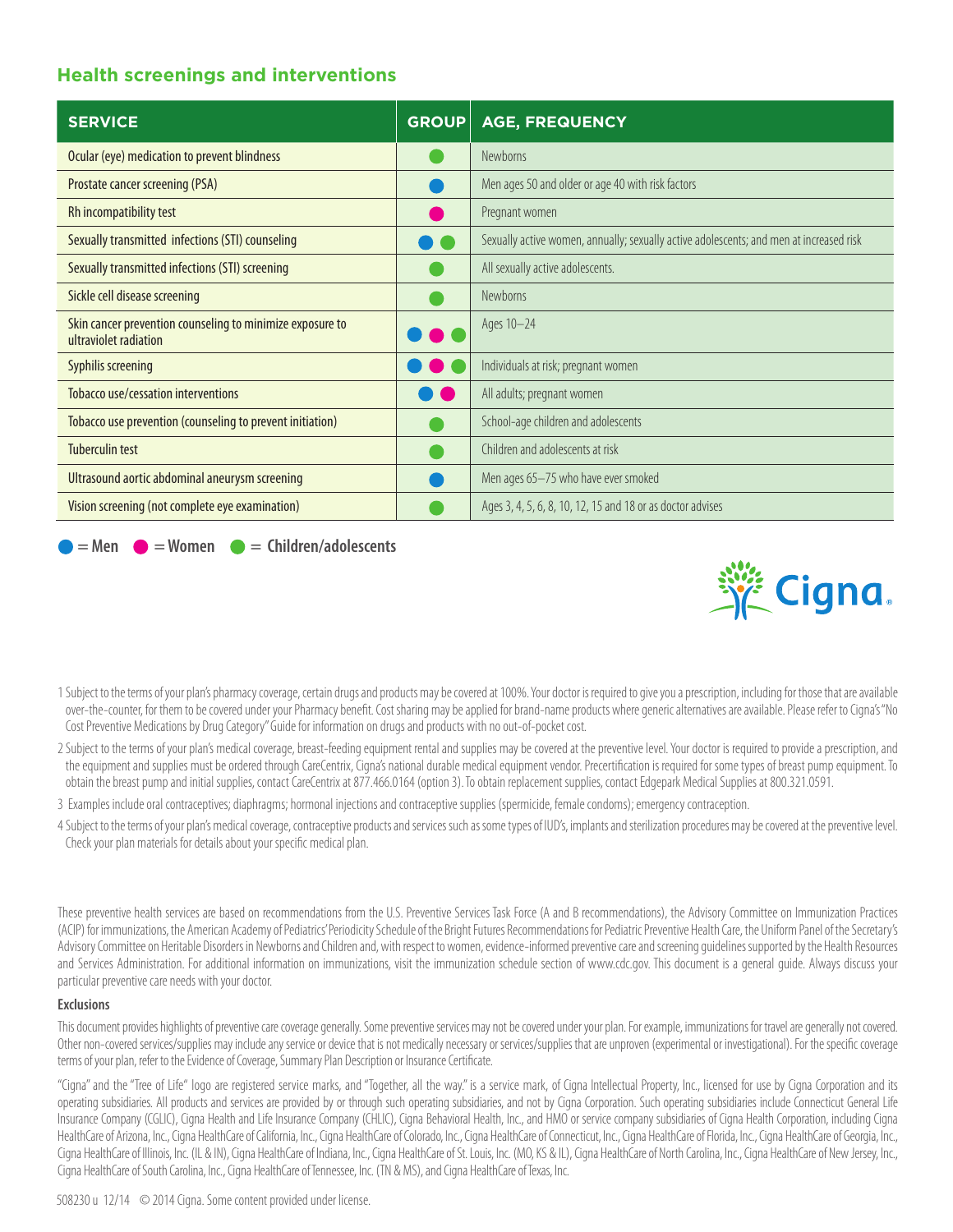## Health screenings and interventions

| SERVICE | GROUP | AGE, FREQUENCY |
|---|---|---|
| Ocular (eye) medication to prevent blindness | Children/adolescents | Newborns |
| Prostate cancer screening (PSA) | Men | Men ages 50 and older or age 40 with risk factors |
| Rh incompatibility test | Women | Pregnant women |
| Sexually transmitted infections (STI) counseling | Men, Children/adolescents | Sexually active women, annually; sexually active adolescents; and men at increased risk |
| Sexually transmitted infections (STI) screening | Children/adolescents | All sexually active adolescents. |
| Sickle cell disease screening | Children/adolescents | Newborns |
| Skin cancer prevention counseling to minimize exposure to ultraviolet radiation | Men, Women, Children/adolescents | Ages 10–24 |
| Syphilis screening | Men, Women, Children/adolescents | Individuals at risk; pregnant women |
| Tobacco use/cessation interventions | Men, Women | All adults; pregnant women |
| Tobacco use prevention (counseling to prevent initiation) | Children/adolescents | School-age children and adolescents |
| Tuberculin test | Children/adolescents | Children and adolescents at risk |
| Ultrasound aortic abdominal aneurysm screening | Men | Men ages 65–75 who have ever smoked |
| Vision screening (not complete eye examination) | Children/adolescents | Ages 3, 4, 5, 6, 8, 10, 12, 15 and 18 or as doctor advises |

**● = Men ● = Women ● = Children/adolescents**

1 Subject to the terms of your plan's pharmacy coverage, certain drugs and products may be covered at 100%. Your doctor is required to give you a prescription, including for those that are available over-the-counter, for them to be covered under your Pharmacy benefit. Cost sharing may be applied for brand-name products where generic alternatives are available. Please refer to Cigna's "No Cost Preventive Medications by Drug Category" Guide for information on drugs and products with no out-of-pocket cost.

2 Subject to the terms of your plan's medical coverage, breast-feeding equipment rental and supplies may be covered at the preventive level. Your doctor is required to provide a prescription, and the equipment and supplies must be ordered through CareCentrix, Cigna's national durable medical equipment vendor. Precertification is required for some types of breast pump equipment. To obtain the breast pump and initial supplies, contact CareCentrix at 877.466.0164 (option 3). To obtain replacement supplies, contact Edgepark Medical Supplies at 800.321.0591.

3 Examples include oral contraceptives; diaphragms; hormonal injections and contraceptive supplies (spermicide, female condoms); emergency contraception.

4 Subject to the terms of your plan's medical coverage, contraceptive products and services such as some types of IUD's, implants and sterilization procedures may be covered at the preventive level. Check your plan materials for details about your specific medical plan.

These preventive health services are based on recommendations from the U.S. Preventive Services Task Force (A and B recommendations), the Advisory Committee on Immunization Practices (ACIP) for immunizations, the American Academy of Pediatrics' Periodicity Schedule of the Bright Futures Recommendations for Pediatric Preventive Health Care, the Uniform Panel of the Secretary's Advisory Committee on Heritable Disorders in Newborns and Children and, with respect to women, evidence-informed preventive care and screening guidelines supported by the Health Resources and Services Administration. For additional information on immunizations, visit the immunization schedule section of www.cdc.gov. This document is a general guide. Always discuss your particular preventive care needs with your doctor.

**Exclusions**

This document provides highlights of preventive care coverage generally. Some preventive services may not be covered under your plan. For example, immunizations for travel are generally not covered. Other non-covered services/supplies may include any service or device that is not medically necessary or services/supplies that are unproven (experimental or investigational). For the specific coverage terms of your plan, refer to the Evidence of Coverage, Summary Plan Description or Insurance Certificate.

"Cigna" and the "Tree of Life" logo are registered service marks, and "Together, all the way." is a service mark, of Cigna Intellectual Property, Inc., licensed for use by Cigna Corporation and its operating subsidiaries. All products and services are provided by or through such operating subsidiaries, and not by Cigna Corporation. Such operating subsidiaries include Connecticut General Life Insurance Company (CGLIC), Cigna Health and Life Insurance Company (CHLIC), Cigna Behavioral Health, Inc., and HMO or service company subsidiaries of Cigna Health Corporation, including Cigna HealthCare of Arizona, Inc., Cigna HealthCare of California, Inc., Cigna HealthCare of Colorado, Inc., Cigna HealthCare of Connecticut, Inc., Cigna HealthCare of Florida, Inc., Cigna HealthCare of Georgia, Inc., Cigna HealthCare of Illinois, Inc. (IL & IN), Cigna HealthCare of Indiana, Inc., Cigna HealthCare of St. Louis, Inc. (MO, KS & IL), Cigna HealthCare of North Carolina, Inc., Cigna HealthCare of New Jersey, Inc., Cigna HealthCare of South Carolina, Inc., Cigna HealthCare of Tennessee, Inc. (TN & MS), and Cigna HealthCare of Texas, Inc.

508230 u 12/14 © 2014 Cigna. Some content provided under license.